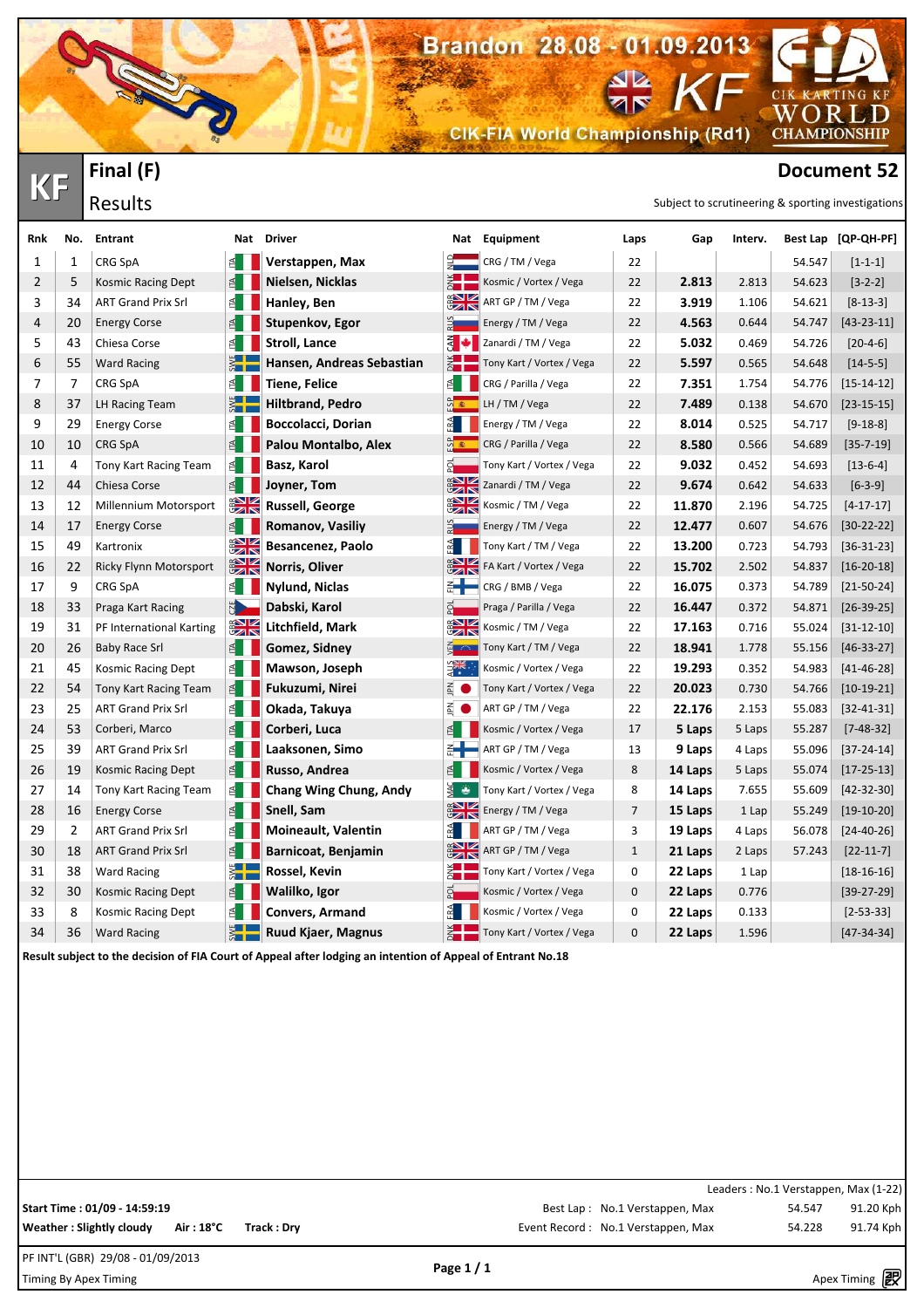# Brandon 28.08 - 01.09.2013

KF

CIK-FIA World Championship (Rd1)

CIK KARTING KF WORLD CHAMPIONSHIP

## KF Final (F)

### Results

## Document 52

Subject to scrutineering & sporting investigations

| Rnk | No. | Entrant | Nat | Driver | Nat | Equipment | Laps | Gap | Interv. | Best Lap | [QP-QH-PF] |
|---|---|---|---|---|---|---|---|---|---|---|---|
| 1 | 1 | CRG SpA | ITA | Verstappen, Max | NLD | CRG / TM / Vega | 22 | | | 54.547 | [1-1-1] |
| 2 | 5 | Kosmic Racing Dept | ITA | Nielsen, Nicklas | DNK | Kosmic / Vortex / Vega | 22 | 2.813 | 2.813 | 54.623 | [3-2-2] |
| 3 | 34 | ART Grand Prix Srl | ITA | Hanley, Ben | GBR | ART GP / TM / Vega | 22 | 3.919 | 1.106 | 54.621 | [8-13-3] |
| 4 | 20 | Energy Corse | ITA | Stupenkov, Egor | RUS | Energy / TM / Vega | 22 | 4.563 | 0.644 | 54.747 | [43-23-11] |
| 5 | 43 | Chiesa Corse | ITA | Stroll, Lance | CAN | Zanardi / TM / Vega | 22 | 5.032 | 0.469 | 54.726 | [20-4-6] |
| 6 | 55 | Ward Racing | SWE | Hansen, Andreas Sebastian | DNK | Tony Kart / Vortex / Vega | 22 | 5.597 | 0.565 | 54.648 | [14-5-5] |
| 7 | 7 | CRG SpA | ITA | Tiene, Felice | ITA | CRG / Parilla / Vega | 22 | 7.351 | 1.754 | 54.776 | [15-14-12] |
| 8 | 37 | LH Racing Team | SWE | Hiltbrand, Pedro | ESP | LH / TM / Vega | 22 | 7.489 | 0.138 | 54.670 | [23-15-15] |
| 9 | 29 | Energy Corse | ITA | Boccolacci, Dorian | FRA | Energy / TM / Vega | 22 | 8.014 | 0.525 | 54.717 | [9-18-8] |
| 10 | 10 | CRG SpA | ITA | Palou Montalbo, Alex | ESP | CRG / Parilla / Vega | 22 | 8.580 | 0.566 | 54.689 | [35-7-19] |
| 11 | 4 | Tony Kart Racing Team | ITA | Basz, Karol | POL | Tony Kart / Vortex / Vega | 22 | 9.032 | 0.452 | 54.693 | [13-6-4] |
| 12 | 44 | Chiesa Corse | ITA | Joyner, Tom | GBR | Zanardi / TM / Vega | 22 | 9.674 | 0.642 | 54.633 | [6-3-9] |
| 13 | 12 | Millennium Motorsport | GBR | Russell, George | GBR | Kosmic / TM / Vega | 22 | 11.870 | 2.196 | 54.725 | [4-17-17] |
| 14 | 17 | Energy Corse | ITA | Romanov, Vasiliy | RUS | Energy / TM / Vega | 22 | 12.477 | 0.607 | 54.676 | [30-22-22] |
| 15 | 49 | Kartronix | GBR | Besancenez, Paolo | FRA | Tony Kart / TM / Vega | 22 | 13.200 | 0.723 | 54.793 | [36-31-23] |
| 16 | 22 | Ricky Flynn Motorsport | GBR | Norris, Oliver | GBR | FA Kart / Vortex / Vega | 22 | 15.702 | 2.502 | 54.837 | [16-20-18] |
| 17 | 9 | CRG SpA | ITA | Nylund, Niclas | FIN | CRG / BMB / Vega | 22 | 16.075 | 0.373 | 54.789 | [21-50-24] |
| 18 | 33 | Praga Kart Racing | CZE | Dabski, Karol | POL | Praga / Parilla / Vega | 22 | 16.447 | 0.372 | 54.871 | [26-39-25] |
| 19 | 31 | PF International Karting | GBR | Litchfield, Mark | GBR | Kosmic / TM / Vega | 22 | 17.163 | 0.716 | 55.024 | [31-12-10] |
| 20 | 26 | Baby Race Srl | ITA | Gomez, Sidney | VEN | Tony Kart / TM / Vega | 22 | 18.941 | 1.778 | 55.156 | [46-33-27] |
| 21 | 45 | Kosmic Racing Dept | ITA | Mawson, Joseph | AUS | Kosmic / Vortex / Vega | 22 | 19.293 | 0.352 | 54.983 | [41-46-28] |
| 22 | 54 | Tony Kart Racing Team | ITA | Fukuzumi, Nirei | JPN | Tony Kart / Vortex / Vega | 22 | 20.023 | 0.730 | 54.766 | [10-19-21] |
| 23 | 25 | ART Grand Prix Srl | ITA | Okada, Takuya | JPN | ART GP / TM / Vega | 22 | 22.176 | 2.153 | 55.083 | [32-41-31] |
| 24 | 53 | Corberi, Marco | ITA | Corberi, Luca | ITA | Kosmic / Vortex / Vega | 17 | 5 Laps | 5 Laps | 55.287 | [7-48-32] |
| 25 | 39 | ART Grand Prix Srl | ITA | Laaksonen, Simo | FIN | ART GP / TM / Vega | 13 | 9 Laps | 4 Laps | 55.096 | [37-24-14] |
| 26 | 19 | Kosmic Racing Dept | ITA | Russo, Andrea | ITA | Kosmic / Vortex / Vega | 8 | 14 Laps | 5 Laps | 55.074 | [17-25-13] |
| 27 | 14 | Tony Kart Racing Team | ITA | Chang Wing Chung, Andy | MAC | Tony Kart / Vortex / Vega | 8 | 14 Laps | 7.655 | 55.609 | [42-32-30] |
| 28 | 16 | Energy Corse | ITA | Snell, Sam | GBR | Energy / TM / Vega | 7 | 15 Laps | 1 Lap | 55.249 | [19-10-20] |
| 29 | 2 | ART Grand Prix Srl | ITA | Moineault, Valentin | FRA | ART GP / TM / Vega | 3 | 19 Laps | 4 Laps | 56.078 | [24-40-26] |
| 30 | 18 | ART Grand Prix Srl | ITA | Barnicoat, Benjamin | GBR | ART GP / TM / Vega | 1 | 21 Laps | 2 Laps | 57.243 | [22-11-7] |
| 31 | 38 | Ward Racing | SWE | Rossel, Kevin | DNK | Tony Kart / Vortex / Vega | 0 | 22 Laps | 1 Lap | | [18-16-16] |
| 32 | 30 | Kosmic Racing Dept | ITA | Walilko, Igor | POL | Kosmic / Vortex / Vega | 0 | 22 Laps | 0.776 | | [39-27-29] |
| 33 | 8 | Kosmic Racing Dept | ITA | Convers, Armand | FRA | Kosmic / Vortex / Vega | 0 | 22 Laps | 0.133 | | [2-53-33] |
| 34 | 36 | Ward Racing | SWE | Ruud Kjaer, Magnus | DNK | Tony Kart / Vortex / Vega | 0 | 22 Laps | 1.596 | | [47-34-34] |

**Result subject to the decision of FIA Court of Appeal after lodging an intention of Appeal of Entrant No.18**

Leaders : No.1 Verstappen, Max (1-22)

**Start Time : 01/09 - 14:59:19**

**Weather : Slightly cloudy** **Air : 18°C** **Track : Dry**

Best Lap : No.1 Verstappen, Max 54.547 91.20 Kph

Event Record : No.1 Verstappen, Max 54.228 91.74 Kph

PF INT'L (GBR) 29/08 - 01/09/2013

Timing By Apex Timing

Apex Timing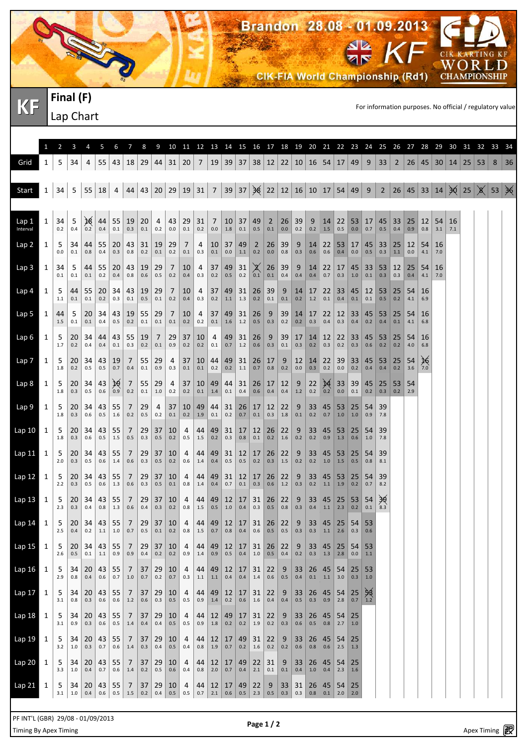# Brandon 28.08 - 01.09.2013

## KF — CIK-FIA World Championship (Rd1)

CIK KARTING KF WORLD CHAMPIONSHIP

# KF Final (F)

## Lap Chart

For information purposes. No official / regulatory value

Crossed-out numbers in the chart are shown with strikethrough (~~ ~~). Each lap row lists kart numbers by position; the row directly below gives the interval to the kart ahead.

| | 1 | 2 | 3 | 4 | 5 | 6 | 7 | 8 | 9 | 10 | 11 | 12 | 13 | 14 | 15 | 16 | 17 | 18 | 19 | 20 | 21 | 22 | 23 | 24 | 25 | 26 | 27 | 28 | 29 | 30 | 31 | 32 | 33 | 34 |
|---|---|---|---|---|---|---|---|---|---|---|---|---|---|---|---|---|---|---|---|---|---|---|---|---|---|---|---|---|---|---|---|---|---|---|
| Grid | 1 | 5 | 34 | 4 | 55 | 43 | 18 | 29 | 44 | 31 | 20 | 7 | 19 | 39 | 37 | 38 | 12 | 22 | 10 | 16 | 54 | 17 | 49 | 9 | 33 | 2 | 26 | 45 | 30 | 14 | 25 | 53 | 8 | 36 |
| Start | 1 | 34 | 5 | 55 | 18 | 4 | 44 | 43 | 20 | 29 | 19 | 31 | 7 | 39 | 37 | ~~38~~ | 22 | 12 | 16 | 10 | 17 | 54 | 49 | 9 | 2 | 26 | 45 | 33 | 14 | ~~30~~ | 25 | ~~8~~ | 53 | ~~36~~ |
| Lap 1 | 1 | 34 | 5 | ~~18~~ | 44 | 55 | 19 | 20 | 4 | 43 | 29 | 31 | 7 | 10 | 37 | 49 | 2 | 26 | 39 | 9 | 14 | 22 | 53 | 17 | 45 | 33 | 25 | 12 | 54 | 16 | | | | |
| Interval | | 0.2 | 0.4 | 0.2 | 0.4 | 0.1 | 0.3 | 0.1 | 0.2 | 0.0 | 0.1 | 0.2 | 0.0 | 1.8 | 0.1 | 0.5 | 0.1 | 0.0 | 0.2 | 0.2 | 1.5 | 0.5 | 0.0 | 0.7 | 0.5 | 0.4 | 0.9 | 0.8 | 3.1 | 7.1 | | | | |
| Lap 2 | 1 | 5 | 34 | 44 | 55 | 20 | 43 | 31 | 19 | 29 | 7 | 4 | 10 | 37 | 49 | 2 | 26 | 39 | 9 | 14 | 22 | 53 | 17 | 45 | 33 | 25 | 12 | 54 | 16 | | | | | |
| | | 0.0 | 0.1 | 0.8 | 0.4 | 0.3 | 0.8 | 0.2 | 0.1 | 0.2 | 0.1 | 0.3 | 0.1 | 0.0 | 1.1 | 0.2 | 0.0 | 0.8 | 0.3 | 0.6 | 0.6 | 0.4 | 0.0 | 0.5 | 0.3 | 1.1 | 0.0 | 4.1 | 7.0 | | | | | |
| Lap 3 | 1 | 34 | 5 | 44 | 55 | 20 | 43 | 19 | 29 | 7 | 10 | 4 | 37 | 49 | 31 | ~~2~~ | 26 | 39 | 9 | 14 | 22 | 17 | 45 | 33 | 53 | 12 | 25 | 54 | 16 | | | | | |
| | | 0.1 | 0.1 | 0.1 | 0.2 | 0.4 | 0.8 | 0.6 | 0.5 | 0.2 | 0.4 | 0.3 | 0.2 | 0.5 | 0.2 | 0.1 | 0.1 | 0.4 | 0.4 | 0.4 | 0.7 | 0.3 | 1.0 | 0.1 | 0.3 | 0.3 | 0.4 | 4.1 | 7.0 | | | | | |
| Lap 4 | 1 | 5 | 44 | 55 | 20 | 34 | 43 | 19 | 29 | 7 | 10 | 4 | 37 | 49 | 31 | 26 | 39 | 9 | 14 | 17 | 22 | 33 | 45 | 12 | 53 | 25 | 54 | 16 | | | | | | |
| | | 1.1 | 0.1 | 0.1 | 0.2 | 0.3 | 0.1 | 0.5 | 0.1 | 0.2 | 0.4 | 0.3 | 0.2 | 1.1 | 1.3 | 0.2 | 0.1 | 0.1 | 0.2 | 1.2 | 0.1 | 0.4 | 0.1 | 0.1 | 0.5 | 0.2 | 4.1 | 6.9 | | | | | | |
| Lap 5 | 1 | 44 | 5 | 20 | 34 | 43 | 19 | 55 | 29 | 7 | 10 | 4 | 37 | 49 | 31 | 26 | 9 | 39 | 14 | 17 | 22 | 12 | 33 | 45 | 53 | 25 | 54 | 16 | | | | | | |
| | | 1.5 | 0.1 | 0.1 | 0.4 | 0.5 | 0.2 | 0.1 | 0.1 | 0.1 | 0.2 | 0.2 | 0.1 | 1.6 | 1.2 | 0.5 | 0.3 | 0.2 | 0.2 | 0.3 | 0.4 | 0.3 | 0.4 | 0.2 | 0.4 | 0.1 | 4.1 | 6.8 | | | | | | |
| Lap 6 | 1 | 5 | 20 | 34 | 44 | 43 | 55 | 19 | 7 | 29 | 37 | 10 | 4 | 49 | 31 | 26 | 9 | 39 | 17 | 14 | 12 | 22 | 33 | 45 | 53 | 25 | 54 | 16 | | | | | | |
| | | 1.7 | 0.2 | 0.4 | 0.4 | 0.1 | 0.3 | 0.2 | 0.1 | 0.9 | 0.2 | 0.2 | 0.1 | 0.7 | 1.2 | 0.6 | 0.3 | 0.1 | 0.3 | 0.2 | 0.3 | 0.2 | 0.3 | 0.6 | 0.2 | 0.2 | 4.0 | 6.8 | | | | | | |
| Lap 7 | 1 | 5 | 20 | 34 | 43 | 19 | 7 | 55 | 29 | 4 | 37 | 10 | 44 | 49 | 31 | 26 | 17 | 9 | 12 | 14 | 22 | 39 | 33 | 45 | 53 | 25 | 54 | ~~16~~ | | | | | | |
| | | 1.8 | 0.2 | 0.5 | 0.5 | 0.7 | 0.4 | 0.1 | 0.9 | 0.3 | 0.1 | 0.1 | 0.2 | 0.2 | 1.1 | 0.7 | 0.8 | 0.2 | 0.0 | 0.3 | 0.2 | 0.0 | 0.2 | 0.4 | 0.4 | 0.2 | 3.6 | 7.0 | | | | | | |
| Lap 8 | 1 | 5 | 20 | 34 | 43 | ~~19~~ | 7 | 55 | 29 | 4 | 37 | 10 | 49 | 44 | 31 | 26 | 17 | 12 | 9 | 22 | ~~14~~ | 33 | 39 | 45 | 25 | 53 | 54 | | | | | | | |
| | | 1.8 | 0.3 | 0.5 | 0.6 | 0.9 | 0.2 | 0.1 | 1.0 | 0.2 | 0.2 | 0.1 | 1.4 | 0.1 | 0.4 | 0.6 | 0.4 | 0.4 | 1.2 | 0.2 | 0.2 | 0.0 | 0.1 | 0.2 | 0.3 | 0.2 | 2.9 | | | | | | | |
| Lap 9 | 1 | 5 | 20 | 34 | 43 | 55 | 7 | 29 | 4 | 37 | 10 | 49 | 44 | 31 | 26 | 17 | 12 | 22 | 9 | 33 | 45 | 53 | 25 | 54 | 39 | | | | | | | | | |
| | | 1.8 | 0.3 | 0.6 | 0.5 | 1.6 | 0.2 | 0.5 | 0.2 | 0.1 | 0.2 | 1.9 | 0.1 | 0.2 | 0.7 | 0.1 | 0.3 | 1.8 | 0.1 | 0.2 | 0.7 | 1.0 | 1.0 | 0.9 | 7.8 | | | | | | | | | |
| Lap 10 | 1 | 5 | 20 | 34 | 43 | 55 | 7 | 29 | 37 | 10 | 4 | 44 | 49 | 31 | 17 | 12 | 26 | 22 | 9 | 33 | 45 | 53 | 25 | 54 | 39 | | | | | | | | | |
| | | 1.8 | 0.3 | 0.6 | 0.5 | 1.5 | 0.5 | 0.3 | 0.5 | 0.2 | 0.5 | 1.5 | 0.2 | 0.3 | 0.8 | 0.1 | 0.2 | 1.6 | 0.2 | 0.2 | 0.9 | 1.3 | 0.6 | 1.0 | 7.8 | | | | | | | | | |
| Lap 11 | 1 | 5 | 20 | 34 | 43 | 55 | 7 | 29 | 37 | 10 | 4 | 44 | 49 | 31 | 12 | 17 | 26 | 22 | 9 | 33 | 45 | 53 | 25 | 54 | 39 | | | | | | | | | |
| | | 2.0 | 0.3 | 0.5 | 0.6 | 1.4 | 0.6 | 0.3 | 0.5 | 0.2 | 0.6 | 1.4 | 0.4 | 0.5 | 0.5 | 0.2 | 0.3 | 1.5 | 0.2 | 0.2 | 1.0 | 1.5 | 0.5 | 0.8 | 8.1 | | | | | | | | | |
| Lap 12 | 1 | 5 | 20 | 34 | 43 | 55 | 7 | 29 | 37 | 10 | 4 | 44 | 49 | 31 | 12 | 17 | 26 | 22 | 9 | 33 | 45 | 53 | 25 | 54 | 39 | | | | | | | | | |
| | | 2.2 | 0.3 | 0.5 | 0.6 | 1.3 | 0.6 | 0.3 | 0.5 | 0.1 | 0.8 | 1.4 | 0.4 | 0.7 | 0.1 | 0.3 | 0.6 | 1.2 | 0.3 | 0.2 | 1.1 | 1.9 | 0.2 | 0.7 | 8.2 | | | | | | | | | |
| Lap 13 | 1 | 5 | 20 | 34 | 43 | 55 | 7 | 29 | 37 | 10 | 4 | 44 | 49 | 12 | 17 | 31 | 26 | 22 | 9 | 33 | 45 | 25 | 53 | 54 | ~~39~~ | | | | | | | | | |
| | | 2.3 | 0.3 | 0.4 | 0.8 | 1.3 | 0.6 | 0.4 | 0.3 | 0.2 | 0.8 | 1.5 | 0.5 | 1.0 | 0.4 | 0.3 | 0.5 | 0.8 | 0.3 | 0.4 | 1.1 | 2.3 | 0.2 | 0.1 | 8.3 | | | | | | | | | |
| Lap 14 | 1 | 5 | 20 | 34 | 43 | 55 | 7 | 29 | 37 | 10 | 4 | 44 | 49 | 12 | 17 | 31 | 26 | 22 | 9 | 33 | 45 | 25 | 54 | 53 | | | | | | | | | | |
| | | 2.5 | 0.4 | 0.2 | 1.1 | 1.0 | 0.7 | 0.5 | 0.1 | 0.2 | 0.8 | 1.5 | 0.7 | 0.8 | 0.4 | 0.6 | 0.5 | 0.5 | 0.3 | 0.3 | 1.1 | 2.6 | 0.3 | 0.6 | | | | | | | | | | |
| Lap 15 | 1 | 5 | 20 | 34 | 43 | 55 | 7 | 29 | 37 | 10 | 4 | 44 | 49 | 12 | 17 | 31 | 26 | 22 | 9 | 33 | 45 | 25 | 54 | 53 | | | | | | | | | | |
| | | 2.6 | 0.5 | 0.1 | 1.1 | 0.9 | 0.9 | 0.4 | 0.2 | 0.2 | 0.9 | 1.4 | 0.9 | 0.5 | 0.4 | 1.0 | 0.5 | 0.4 | 0.2 | 0.3 | 1.3 | 2.8 | 0.0 | 1.1 | | | | | | | | | | |
| Lap 16 | 1 | 5 | 34 | 20 | 43 | 55 | 7 | 37 | 29 | 10 | 4 | 44 | 49 | 12 | 17 | 31 | 22 | 9 | 33 | 26 | 45 | 54 | 25 | 53 | | | | | | | | | | |
| | | 2.9 | 0.8 | 0.4 | 0.6 | 0.7 | 1.0 | 0.7 | 0.2 | 0.7 | 0.3 | 1.1 | 1.1 | 0.4 | 0.4 | 1.4 | 0.6 | 0.5 | 0.4 | 0.1 | 1.1 | 3.0 | 0.3 | 1.0 | | | | | | | | | | |
| Lap 17 | 1 | 5 | 34 | 20 | 43 | 55 | 7 | 37 | 29 | 10 | 4 | 44 | 49 | 12 | 17 | 31 | 22 | 9 | 33 | 26 | 45 | 54 | 25 | ~~53~~ | | | | | | | | | | |
| | | 3.1 | 0.8 | 0.3 | 0.6 | 0.6 | 1.2 | 0.6 | 0.3 | 0.5 | 0.5 | 0.9 | 1.4 | 0.2 | 0.6 | 1.6 | 0.4 | 0.4 | 0.5 | 0.3 | 0.9 | 2.8 | 0.7 | 1.2 | | | | | | | | | | |
| Lap 18 | 1 | 5 | 34 | 20 | 43 | 55 | 7 | 37 | 29 | 10 | 4 | 44 | 12 | 49 | 17 | 31 | 22 | 9 | 33 | 26 | 45 | 54 | 25 | | | | | | | | | | | |
| | | 3.1 | 0.9 | 0.3 | 0.6 | 0.5 | 1.4 | 0.4 | 0.4 | 0.5 | 0.5 | 0.9 | 1.8 | 0.2 | 0.2 | 1.9 | 0.2 | 0.3 | 0.6 | 0.5 | 0.8 | 2.7 | 1.0 | | | | | | | | | | | |
| Lap 19 | 1 | 5 | 34 | 20 | 43 | 55 | 7 | 37 | 29 | 10 | 4 | 44 | 12 | 17 | 49 | 31 | 22 | 9 | 33 | 26 | 45 | 54 | 25 | | | | | | | | | | | |
| | | 3.2 | 1.0 | 0.3 | 0.7 | 0.6 | 1.4 | 0.3 | 0.4 | 0.5 | 0.4 | 0.8 | 1.9 | 0.7 | 0.2 | 1.6 | 0.2 | 0.2 | 0.6 | 0.8 | 0.6 | 2.5 | 1.3 | | | | | | | | | | | |
| Lap 20 | 1 | 5 | 34 | 20 | 43 | 55 | 7 | 37 | 29 | 10 | 4 | 44 | 12 | 17 | 49 | 22 | 31 | 9 | 33 | 26 | 45 | 54 | 25 | | | | | | | | | | | |
| | | 3.3 | 1.0 | 0.4 | 0.7 | 0.6 | 1.4 | 0.2 | 0.5 | 0.6 | 0.4 | 0.8 | 2.0 | 0.7 | 0.4 | 2.1 | 0.1 | 0.1 | 0.4 | 1.0 | 0.4 | 2.3 | 1.6 | | | | | | | | | | | |
| Lap 21 | 1 | 5 | 34 | 20 | 43 | 55 | 7 | 37 | 29 | 10 | 4 | 44 | 12 | 17 | 49 | 22 | 9 | 33 | 31 | 26 | 45 | 54 | 25 | | | | | | | | | | | |
| | | 3.1 | 1.0 | 0.4 | 0.6 | 0.5 | 1.5 | 0.2 | 0.4 | 0.5 | 0.5 | 0.7 | 2.1 | 0.6 | 0.5 | 2.3 | 0.5 | 0.3 | 0.3 | 0.8 | 0.1 | 2.0 | 2.0 | | | | | | | | | | | |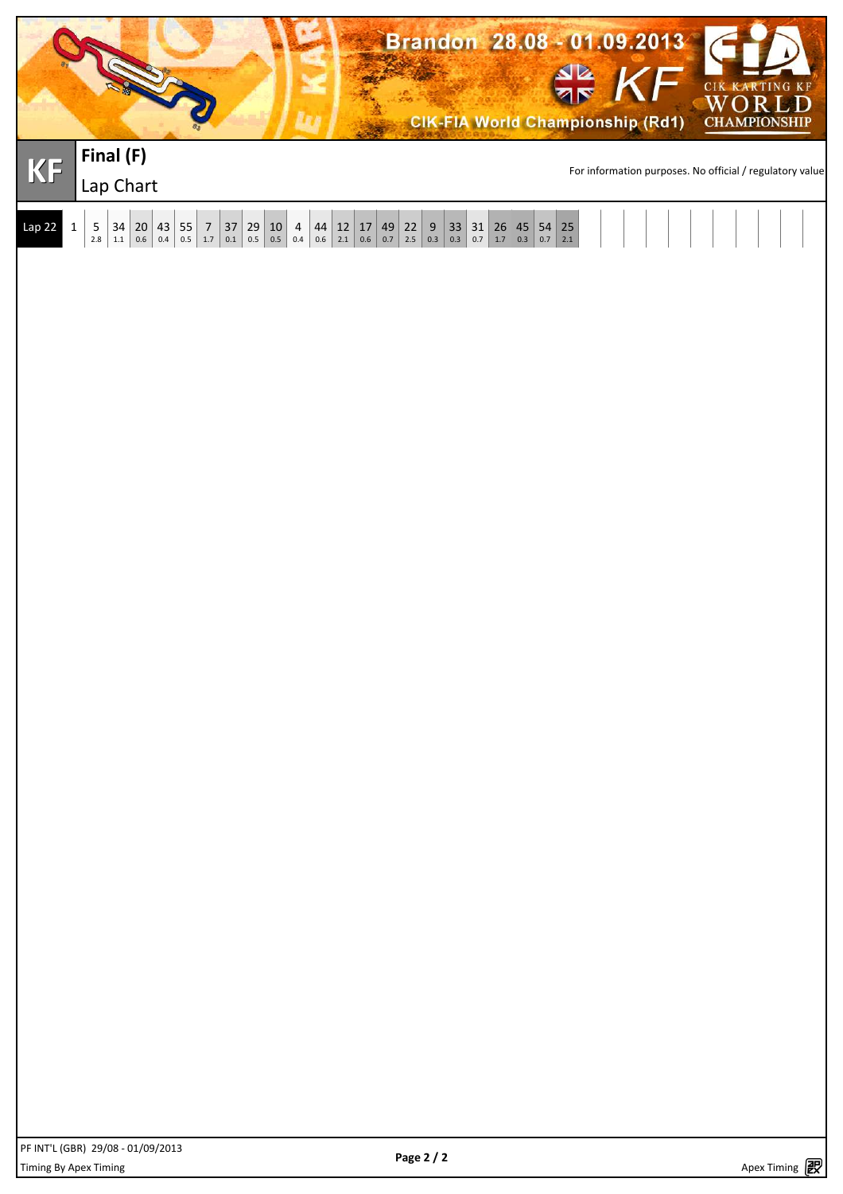# Final (F)

## Lap Chart

For information purposes. No official / regulatory value

| Lap 22 | 1 | 5 | 34 | 20 | 43 | 55 | 7 | 37 | 29 | 10 | 4 | 44 | 12 | 17 | 49 | 22 | 9 | 33 | 31 | 26 | 45 | 54 | 25 |
|---|---|---|---|---|---|---|---|---|---|---|---|---|---|---|---|---|---|---|---|---|---|---|---|
| | | 2.8 | 1.1 | 0.6 | 0.4 | 0.5 | 1.7 | 0.1 | 0.5 | 0.5 | 0.4 | 0.6 | 2.1 | 0.6 | 0.7 | 2.5 | 0.3 | 0.3 | 0.7 | 1.7 | 0.3 | 0.7 | 2.1 |

PF INT'L (GBR) 29/08 - 01/09/2013

Timing By Apex Timing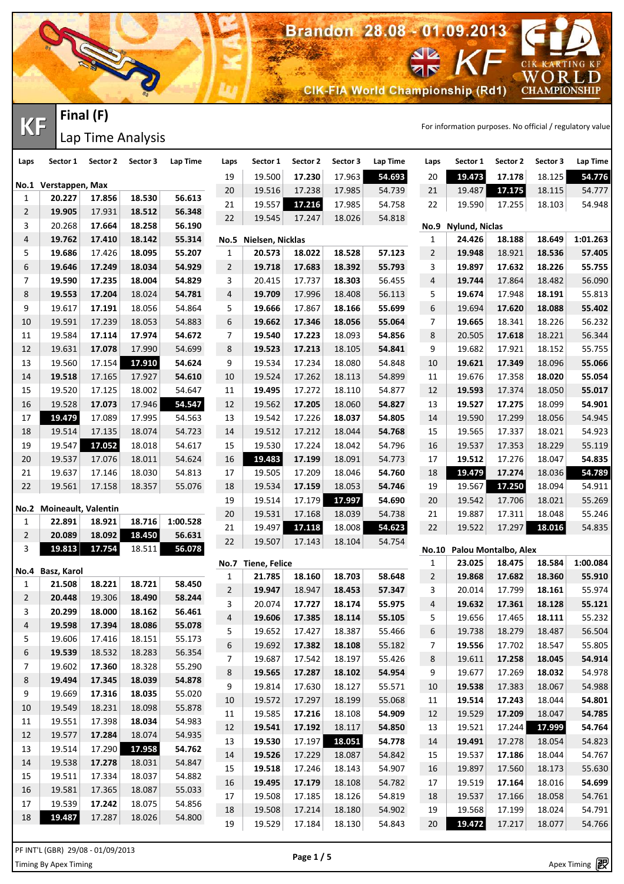# Brandon 28.08 - 01.09.2013

KF — CIK-FIA World Championship (Rd1)

CIK KARTING KF WORLD CHAMPIONSHIP

## KF Final (F)

### Lap Time Analysis

For information purposes. No official / regulatory value

**No.1 Verstappen, Max**

| Laps | Sector 1 | Sector 2 | Sector 3 | Lap Time |
|---|---|---|---|---|
| 1 | 20.227 | 17.856 | 18.530 | 56.613 |
| 2 | 19.905 | 17.931 | 18.512 | 56.348 |
| 3 | 20.268 | 17.664 | 18.258 | 56.190 |
| 4 | 19.762 | 17.410 | 18.142 | 55.314 |
| 5 | 19.686 | 17.426 | 18.095 | 55.207 |
| 6 | 19.646 | 17.249 | 18.034 | 54.929 |
| 7 | 19.590 | 17.235 | 18.004 | 54.829 |
| 8 | 19.553 | 17.204 | 18.024 | 54.781 |
| 9 | 19.617 | 17.191 | 18.056 | 54.864 |
| 10 | 19.591 | 17.239 | 18.053 | 54.883 |
| 11 | 19.584 | 17.114 | 17.974 | 54.672 |
| 12 | 19.631 | 17.078 | 17.990 | 54.699 |
| 13 | 19.560 | 17.154 | 17.910 | 54.624 |
| 14 | 19.518 | 17.165 | 17.927 | 54.610 |
| 15 | 19.520 | 17.125 | 18.002 | 54.647 |
| 16 | 19.528 | 17.073 | 17.946 | 54.547 |
| 17 | 19.479 | 17.089 | 17.995 | 54.563 |
| 18 | 19.514 | 17.135 | 18.074 | 54.723 |
| 19 | 19.547 | 17.052 | 18.018 | 54.617 |
| 20 | 19.537 | 17.076 | 18.011 | 54.624 |
| 21 | 19.637 | 17.146 | 18.030 | 54.813 |
| 22 | 19.561 | 17.158 | 18.357 | 55.076 |

**No.2 Moineault, Valentin**

| Laps | Sector 1 | Sector 2 | Sector 3 | Lap Time |
|---|---|---|---|---|
| 1 | 22.891 | 18.921 | 18.716 | 1:00.528 |
| 2 | 20.089 | 18.092 | 18.450 | 56.631 |
| 3 | 19.813 | 17.754 | 18.511 | 56.078 |

**No.4 Basz, Karol**

| Laps | Sector 1 | Sector 2 | Sector 3 | Lap Time |
|---|---|---|---|---|
| 1 | 21.508 | 18.221 | 18.721 | 58.450 |
| 2 | 20.448 | 19.306 | 18.490 | 58.244 |
| 3 | 20.299 | 18.000 | 18.162 | 56.461 |
| 4 | 19.598 | 17.394 | 18.086 | 55.078 |
| 5 | 19.606 | 17.416 | 18.151 | 55.173 |
| 6 | 19.539 | 18.532 | 18.283 | 56.354 |
| 7 | 19.602 | 17.360 | 18.328 | 55.290 |
| 8 | 19.494 | 17.345 | 18.039 | 54.878 |
| 9 | 19.669 | 17.316 | 18.035 | 55.020 |
| 10 | 19.549 | 18.231 | 18.098 | 55.878 |
| 11 | 19.551 | 17.398 | 18.034 | 54.983 |
| 12 | 19.577 | 17.284 | 18.074 | 54.935 |
| 13 | 19.514 | 17.290 | 17.958 | 54.762 |
| 14 | 19.538 | 17.278 | 18.031 | 54.847 |
| 15 | 19.511 | 17.334 | 18.037 | 54.882 |
| 16 | 19.581 | 17.365 | 18.087 | 55.033 |
| 17 | 19.539 | 17.242 | 18.075 | 54.856 |
| 18 | 19.487 | 17.287 | 18.026 | 54.800 |
| 19 | 19.500 | 17.230 | 17.963 | 54.693 |
| 20 | 19.516 | 17.238 | 17.985 | 54.739 |
| 21 | 19.557 | 17.216 | 17.985 | 54.758 |
| 22 | 19.545 | 17.247 | 18.026 | 54.818 |

**No.5 Nielsen, Nicklas**

| Laps | Sector 1 | Sector 2 | Sector 3 | Lap Time |
|---|---|---|---|---|
| 1 | 20.573 | 18.022 | 18.528 | 57.123 |
| 2 | 19.718 | 17.683 | 18.392 | 55.793 |
| 3 | 20.415 | 17.737 | 18.303 | 56.455 |
| 4 | 19.709 | 17.996 | 18.408 | 56.113 |
| 5 | 19.666 | 17.867 | 18.166 | 55.699 |
| 6 | 19.662 | 17.346 | 18.056 | 55.064 |
| 7 | 19.540 | 17.223 | 18.093 | 54.856 |
| 8 | 19.523 | 17.213 | 18.105 | 54.841 |
| 9 | 19.534 | 17.234 | 18.080 | 54.848 |
| 10 | 19.524 | 17.262 | 18.113 | 54.899 |
| 11 | 19.495 | 17.272 | 18.110 | 54.877 |
| 12 | 19.562 | 17.205 | 18.060 | 54.827 |
| 13 | 19.542 | 17.226 | 18.037 | 54.805 |
| 14 | 19.512 | 17.212 | 18.044 | 54.768 |
| 15 | 19.530 | 17.224 | 18.042 | 54.796 |
| 16 | 19.483 | 17.199 | 18.091 | 54.773 |
| 17 | 19.505 | 17.209 | 18.046 | 54.760 |
| 18 | 19.534 | 17.159 | 18.053 | 54.746 |
| 19 | 19.514 | 17.179 | 17.997 | 54.690 |
| 20 | 19.531 | 17.168 | 18.039 | 54.738 |
| 21 | 19.497 | 17.118 | 18.008 | 54.623 |
| 22 | 19.507 | 17.143 | 18.104 | 54.754 |

**No.7 Tiene, Felice**

| Laps | Sector 1 | Sector 2 | Sector 3 | Lap Time |
|---|---|---|---|---|
| 1 | 21.785 | 18.160 | 18.703 | 58.648 |
| 2 | 19.947 | 18.947 | 18.453 | 57.347 |
| 3 | 20.074 | 17.727 | 18.174 | 55.975 |
| 4 | 19.606 | 17.385 | 18.114 | 55.105 |
| 5 | 19.652 | 17.427 | 18.387 | 55.466 |
| 6 | 19.692 | 17.382 | 18.108 | 55.182 |
| 7 | 19.687 | 17.542 | 18.197 | 55.426 |
| 8 | 19.565 | 17.287 | 18.102 | 54.954 |
| 9 | 19.814 | 17.630 | 18.127 | 55.571 |
| 10 | 19.572 | 17.297 | 18.199 | 55.068 |
| 11 | 19.585 | 17.216 | 18.108 | 54.909 |
| 12 | 19.541 | 17.192 | 18.117 | 54.850 |
| 13 | 19.530 | 17.197 | 18.051 | 54.778 |
| 14 | 19.526 | 17.229 | 18.087 | 54.842 |
| 15 | 19.518 | 17.246 | 18.143 | 54.907 |
| 16 | 19.495 | 17.179 | 18.108 | 54.782 |
| 17 | 19.508 | 17.185 | 18.126 | 54.819 |
| 18 | 19.508 | 17.214 | 18.180 | 54.902 |
| 19 | 19.529 | 17.184 | 18.130 | 54.843 |
| 20 | 19.473 | 17.178 | 18.125 | 54.776 |
| 21 | 19.487 | 17.175 | 18.115 | 54.777 |
| 22 | 19.590 | 17.255 | 18.103 | 54.948 |

**No.9 Nylund, Niclas**

| Laps | Sector 1 | Sector 2 | Sector 3 | Lap Time |
|---|---|---|---|---|
| 1 | 24.426 | 18.188 | 18.649 | 1:01.263 |
| 2 | 19.948 | 18.921 | 18.536 | 57.405 |
| 3 | 19.897 | 17.632 | 18.226 | 55.755 |
| 4 | 19.744 | 17.864 | 18.482 | 56.090 |
| 5 | 19.674 | 17.948 | 18.191 | 55.813 |
| 6 | 19.694 | 17.620 | 18.088 | 55.402 |
| 7 | 19.665 | 18.341 | 18.226 | 56.232 |
| 8 | 20.505 | 17.618 | 18.221 | 56.344 |
| 9 | 19.682 | 17.921 | 18.152 | 55.755 |
| 10 | 19.621 | 17.349 | 18.096 | 55.066 |
| 11 | 19.676 | 17.358 | 18.020 | 55.054 |
| 12 | 19.593 | 17.374 | 18.050 | 55.017 |
| 13 | 19.527 | 17.275 | 18.099 | 54.901 |
| 14 | 19.590 | 17.299 | 18.056 | 54.945 |
| 15 | 19.565 | 17.337 | 18.021 | 54.923 |
| 16 | 19.537 | 17.353 | 18.229 | 55.119 |
| 17 | 19.512 | 17.276 | 18.047 | 54.835 |
| 18 | 19.479 | 17.274 | 18.036 | 54.789 |
| 19 | 19.567 | 17.250 | 18.094 | 54.911 |
| 20 | 19.542 | 17.706 | 18.021 | 55.269 |
| 21 | 19.887 | 17.311 | 18.048 | 55.246 |
| 22 | 19.522 | 17.297 | 18.016 | 54.835 |

**No.10 Palou Montalbo, Alex**

| Laps | Sector 1 | Sector 2 | Sector 3 | Lap Time |
|---|---|---|---|---|
| 1 | 23.025 | 18.475 | 18.584 | 1:00.084 |
| 2 | 19.868 | 17.682 | 18.360 | 55.910 |
| 3 | 20.014 | 17.799 | 18.161 | 55.974 |
| 4 | 19.632 | 17.361 | 18.128 | 55.121 |
| 5 | 19.656 | 17.465 | 18.111 | 55.232 |
| 6 | 19.738 | 18.279 | 18.487 | 56.504 |
| 7 | 19.556 | 17.702 | 18.547 | 55.805 |
| 8 | 19.611 | 17.258 | 18.045 | 54.914 |
| 9 | 19.677 | 17.269 | 18.032 | 54.978 |
| 10 | 19.538 | 17.383 | 18.067 | 54.988 |
| 11 | 19.514 | 17.243 | 18.044 | 54.801 |
| 12 | 19.529 | 17.209 | 18.047 | 54.785 |
| 13 | 19.521 | 17.244 | 17.999 | 54.764 |
| 14 | 19.491 | 17.278 | 18.054 | 54.823 |
| 15 | 19.537 | 17.186 | 18.044 | 54.767 |
| 16 | 19.897 | 17.560 | 18.173 | 55.630 |
| 17 | 19.519 | 17.164 | 18.016 | 54.699 |
| 18 | 19.537 | 17.166 | 18.058 | 54.761 |
| 19 | 19.568 | 17.199 | 18.024 | 54.791 |
| 20 | 19.472 | 17.217 | 18.077 | 54.766 |

PF INT'L (GBR) 29/08 - 01/09/2013

Timing By Apex Timing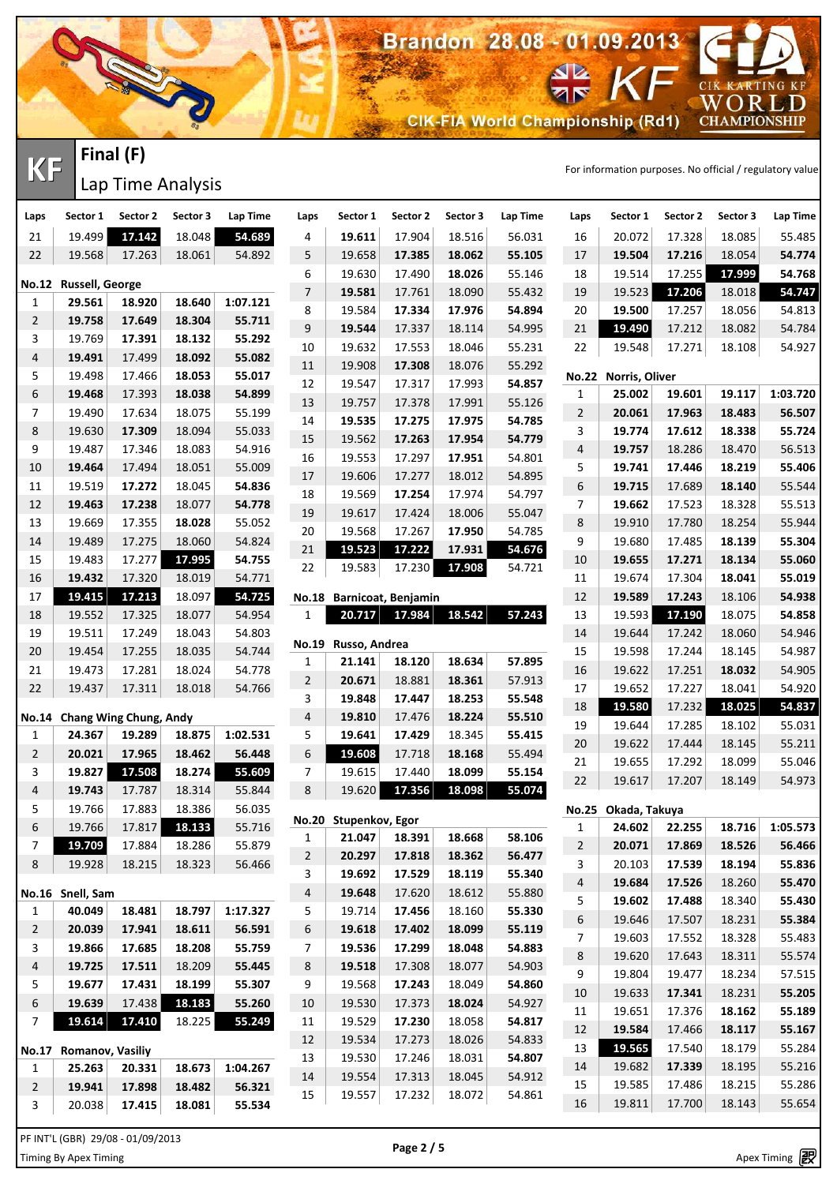# Brandon 28.08 - 01.09.2013

KF — CIK-FIA World Championship (Rd1)

## KF Final (F)

### Lap Time Analysis

For information purposes. No official / regulatory value

| Laps | Sector 1 | Sector 2 | Sector 3 | Lap Time |
|---|---|---|---|---|
| 21 | 19.499 | 17.142 | 18.048 | 54.689 |
| 22 | 19.568 | 17.263 | 18.061 | 54.892 |

**No.12 Russell, George**

| Laps | Sector 1 | Sector 2 | Sector 3 | Lap Time |
|---|---|---|---|---|
| 1 | 29.561 | 18.920 | 18.640 | 1:07.121 |
| 2 | 19.758 | 17.649 | 18.304 | 55.711 |
| 3 | 19.769 | 17.391 | 18.132 | 55.292 |
| 4 | 19.491 | 17.499 | 18.092 | 55.082 |
| 5 | 19.498 | 17.466 | 18.053 | 55.017 |
| 6 | 19.468 | 17.393 | 18.038 | 54.899 |
| 7 | 19.490 | 17.634 | 18.075 | 55.199 |
| 8 | 19.630 | 17.309 | 18.094 | 55.033 |
| 9 | 19.487 | 17.346 | 18.083 | 54.916 |
| 10 | 19.464 | 17.494 | 18.051 | 55.009 |
| 11 | 19.519 | 17.272 | 18.045 | 54.836 |
| 12 | 19.463 | 17.238 | 18.077 | 54.778 |
| 13 | 19.669 | 17.355 | 18.028 | 55.052 |
| 14 | 19.489 | 17.275 | 18.060 | 54.824 |
| 15 | 19.483 | 17.277 | 17.995 | 54.755 |
| 16 | 19.432 | 17.320 | 18.019 | 54.771 |
| 17 | 19.415 | 17.213 | 18.097 | 54.725 |
| 18 | 19.552 | 17.325 | 18.077 | 54.954 |
| 19 | 19.511 | 17.249 | 18.043 | 54.803 |
| 20 | 19.454 | 17.255 | 18.035 | 54.744 |
| 21 | 19.473 | 17.281 | 18.024 | 54.778 |
| 22 | 19.437 | 17.311 | 18.018 | 54.766 |

**No.14 Chang Wing Chung, Andy**

| Laps | Sector 1 | Sector 2 | Sector 3 | Lap Time |
|---|---|---|---|---|
| 1 | 24.367 | 19.289 | 18.875 | 1:02.531 |
| 2 | 20.021 | 17.965 | 18.462 | 56.448 |
| 3 | 19.827 | 17.508 | 18.274 | 55.609 |
| 4 | 19.743 | 17.787 | 18.314 | 55.844 |
| 5 | 19.766 | 17.883 | 18.386 | 56.035 |
| 6 | 19.766 | 17.817 | 18.133 | 55.716 |
| 7 | 19.709 | 17.884 | 18.286 | 55.879 |
| 8 | 19.928 | 18.215 | 18.323 | 56.466 |

**No.16 Snell, Sam**

| Laps | Sector 1 | Sector 2 | Sector 3 | Lap Time |
|---|---|---|---|---|
| 1 | 40.049 | 18.481 | 18.797 | 1:17.327 |
| 2 | 20.039 | 17.941 | 18.611 | 56.591 |
| 3 | 19.866 | 17.685 | 18.208 | 55.759 |
| 4 | 19.725 | 17.511 | 18.209 | 55.445 |
| 5 | 19.677 | 17.431 | 18.199 | 55.307 |
| 6 | 19.639 | 17.438 | 18.183 | 55.260 |
| 7 | 19.614 | 17.410 | 18.225 | 55.249 |

**No.17 Romanov, Vasiliy**

| Laps | Sector 1 | Sector 2 | Sector 3 | Lap Time |
|---|---|---|---|---|
| 1 | 25.263 | 20.331 | 18.673 | 1:04.267 |
| 2 | 19.941 | 17.898 | 18.482 | 56.321 |
| 3 | 20.038 | 17.415 | 18.081 | 55.534 |
| 4 | 19.611 | 17.904 | 18.516 | 56.031 |
| 5 | 19.658 | 17.385 | 18.062 | 55.105 |
| 6 | 19.630 | 17.490 | 18.026 | 55.146 |
| 7 | 19.581 | 17.761 | 18.090 | 55.432 |
| 8 | 19.584 | 17.334 | 17.976 | 54.894 |
| 9 | 19.544 | 17.337 | 18.114 | 54.995 |
| 10 | 19.632 | 17.553 | 18.046 | 55.231 |
| 11 | 19.908 | 17.308 | 18.076 | 55.292 |
| 12 | 19.547 | 17.317 | 17.993 | 54.857 |
| 13 | 19.757 | 17.378 | 17.991 | 55.126 |
| 14 | 19.535 | 17.275 | 17.975 | 54.785 |
| 15 | 19.562 | 17.263 | 17.954 | 54.779 |
| 16 | 19.553 | 17.297 | 17.951 | 54.801 |
| 17 | 19.606 | 17.277 | 18.012 | 54.895 |
| 18 | 19.569 | 17.254 | 17.974 | 54.797 |
| 19 | 19.617 | 17.424 | 18.006 | 55.047 |
| 20 | 19.568 | 17.267 | 17.950 | 54.785 |
| 21 | 19.523 | 17.222 | 17.931 | 54.676 |
| 22 | 19.583 | 17.230 | 17.908 | 54.721 |

**No.18 Barnicoat, Benjamin**

| Laps | Sector 1 | Sector 2 | Sector 3 | Lap Time |
|---|---|---|---|---|
| 1 | 20.717 | 17.984 | 18.542 | 57.243 |

**No.19 Russo, Andrea**

| Laps | Sector 1 | Sector 2 | Sector 3 | Lap Time |
|---|---|---|---|---|
| 1 | 21.141 | 18.120 | 18.634 | 57.895 |
| 2 | 20.671 | 18.881 | 18.361 | 57.913 |
| 3 | 19.848 | 17.447 | 18.253 | 55.548 |
| 4 | 19.810 | 17.476 | 18.224 | 55.510 |
| 5 | 19.641 | 17.429 | 18.345 | 55.415 |
| 6 | 19.608 | 17.718 | 18.168 | 55.494 |
| 7 | 19.615 | 17.440 | 18.099 | 55.154 |
| 8 | 19.620 | 17.356 | 18.098 | 55.074 |

**No.20 Stupenkov, Egor**

| Laps | Sector 1 | Sector 2 | Sector 3 | Lap Time |
|---|---|---|---|---|
| 1 | 21.047 | 18.391 | 18.668 | 58.106 |
| 2 | 20.297 | 17.818 | 18.362 | 56.477 |
| 3 | 19.692 | 17.529 | 18.119 | 55.340 |
| 4 | 19.648 | 17.620 | 18.612 | 55.880 |
| 5 | 19.714 | 17.456 | 18.160 | 55.330 |
| 6 | 19.618 | 17.402 | 18.099 | 55.119 |
| 7 | 19.536 | 17.299 | 18.048 | 54.883 |
| 8 | 19.518 | 17.308 | 18.077 | 54.903 |
| 9 | 19.568 | 17.243 | 18.049 | 54.860 |
| 10 | 19.530 | 17.373 | 18.024 | 54.927 |
| 11 | 19.529 | 17.230 | 18.058 | 54.817 |
| 12 | 19.534 | 17.273 | 18.026 | 54.833 |
| 13 | 19.530 | 17.246 | 18.031 | 54.807 |
| 14 | 19.554 | 17.313 | 18.045 | 54.912 |
| 15 | 19.557 | 17.232 | 18.072 | 54.861 |
| 16 | 20.072 | 17.328 | 18.085 | 55.485 |
| 17 | 19.504 | 17.216 | 18.054 | 54.774 |
| 18 | 19.514 | 17.255 | 17.999 | 54.768 |
| 19 | 19.523 | 17.206 | 18.018 | 54.747 |
| 20 | 19.500 | 17.257 | 18.056 | 54.813 |
| 21 | 19.490 | 17.212 | 18.082 | 54.784 |
| 22 | 19.548 | 17.271 | 18.108 | 54.927 |

**No.22 Norris, Oliver**

| Laps | Sector 1 | Sector 2 | Sector 3 | Lap Time |
|---|---|---|---|---|
| 1 | 25.002 | 19.601 | 19.117 | 1:03.720 |
| 2 | 20.061 | 17.963 | 18.483 | 56.507 |
| 3 | 19.774 | 17.612 | 18.338 | 55.724 |
| 4 | 19.757 | 18.286 | 18.470 | 56.513 |
| 5 | 19.741 | 17.446 | 18.219 | 55.406 |
| 6 | 19.715 | 17.689 | 18.140 | 55.544 |
| 7 | 19.662 | 17.523 | 18.328 | 55.513 |
| 8 | 19.910 | 17.780 | 18.254 | 55.944 |
| 9 | 19.680 | 17.485 | 18.139 | 55.304 |
| 10 | 19.655 | 17.271 | 18.134 | 55.060 |
| 11 | 19.674 | 17.304 | 18.041 | 55.019 |
| 12 | 19.589 | 17.243 | 18.106 | 54.938 |
| 13 | 19.593 | 17.190 | 18.075 | 54.858 |
| 14 | 19.644 | 17.242 | 18.060 | 54.946 |
| 15 | 19.598 | 17.244 | 18.145 | 54.987 |
| 16 | 19.622 | 17.251 | 18.032 | 54.905 |
| 17 | 19.652 | 17.227 | 18.041 | 54.920 |
| 18 | 19.580 | 17.232 | 18.025 | 54.837 |
| 19 | 19.644 | 17.285 | 18.102 | 55.031 |
| 20 | 19.622 | 17.444 | 18.145 | 55.211 |
| 21 | 19.655 | 17.292 | 18.099 | 55.046 |
| 22 | 19.617 | 17.207 | 18.149 | 54.973 |

**No.25 Okada, Takuya**

| Laps | Sector 1 | Sector 2 | Sector 3 | Lap Time |
|---|---|---|---|---|
| 1 | 24.602 | 22.255 | 18.716 | 1:05.573 |
| 2 | 20.071 | 17.869 | 18.526 | 56.466 |
| 3 | 20.103 | 17.539 | 18.194 | 55.836 |
| 4 | 19.684 | 17.526 | 18.260 | 55.470 |
| 5 | 19.602 | 17.488 | 18.340 | 55.430 |
| 6 | 19.646 | 17.507 | 18.231 | 55.384 |
| 7 | 19.603 | 17.552 | 18.328 | 55.483 |
| 8 | 19.620 | 17.643 | 18.311 | 55.574 |
| 9 | 19.804 | 19.477 | 18.234 | 57.515 |
| 10 | 19.633 | 17.341 | 18.231 | 55.205 |
| 11 | 19.651 | 17.376 | 18.162 | 55.189 |
| 12 | 19.584 | 17.466 | 18.117 | 55.167 |
| 13 | 19.565 | 17.540 | 18.179 | 55.284 |
| 14 | 19.682 | 17.339 | 18.195 | 55.216 |
| 15 | 19.585 | 17.486 | 18.215 | 55.286 |
| 16 | 19.811 | 17.700 | 18.143 | 55.654 |

PF INT'L (GBR) 29/08 - 01/09/2013

Timing By Apex Timing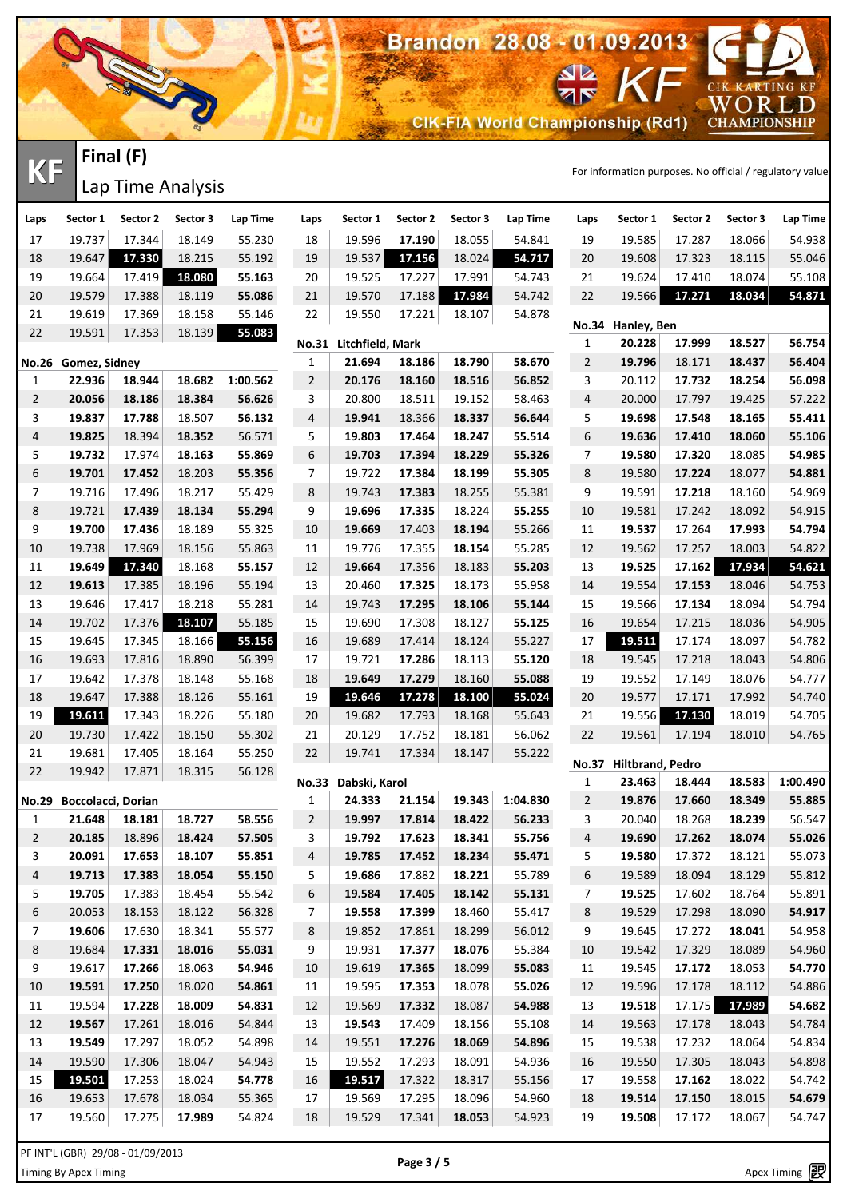Brandon 28.08 - 01.09.2013

KF

CIK-FIA World Championship (Rd1)

CIK KARTING KF WORLD CHAMPIONSHIP

# KF

## Final (F)

## Lap Time Analysis

For information purposes. No official / regulatory value

| Laps | Sector 1 | Sector 2 | Sector 3 | Lap Time |
|---|---|---|---|---|
| 17 | 19.737 | 17.344 | 18.149 | 55.230 |
| 18 | 19.647 | **17.330** | 18.215 | 55.192 |
| 19 | 19.664 | 17.419 | **18.080** | **55.163** |
| 20 | 19.579 | 17.388 | 18.119 | **55.086** |
| 21 | 19.619 | 17.369 | 18.158 | 55.146 |
| 22 | 19.591 | 17.353 | 18.139 | **55.083** |

**No.26 Gomez, Sidney**

| Laps | Sector 1 | Sector 2 | Sector 3 | Lap Time |
|---|---|---|---|---|
| 1 | **22.936** | **18.944** | **18.682** | **1:00.562** |
| 2 | **20.056** | **18.186** | **18.384** | **56.626** |
| 3 | **19.837** | **17.788** | 18.507 | **56.132** |
| 4 | **19.825** | 18.394 | **18.352** | 56.571 |
| 5 | **19.732** | 17.974 | **18.163** | **55.869** |
| 6 | **19.701** | **17.452** | 18.203 | **55.356** |
| 7 | 19.716 | 17.496 | 18.217 | 55.429 |
| 8 | 19.721 | **17.439** | **18.134** | **55.294** |
| 9 | **19.700** | **17.436** | 18.189 | 55.325 |
| 10 | 19.738 | 17.969 | 18.156 | 55.863 |
| 11 | **19.649** | **17.340** | 18.168 | **55.157** |
| 12 | **19.613** | 17.385 | 18.196 | 55.194 |
| 13 | 19.646 | 17.417 | 18.218 | 55.281 |
| 14 | 19.702 | 17.376 | **18.107** | 55.185 |
| 15 | 19.645 | 17.345 | 18.166 | **55.156** |
| 16 | 19.693 | 17.816 | 18.890 | 56.399 |
| 17 | 19.642 | 17.378 | 18.148 | 55.168 |
| 18 | 19.647 | 17.388 | 18.126 | 55.161 |
| 19 | **19.611** | 17.343 | 18.226 | 55.180 |
| 20 | 19.730 | 17.422 | 18.150 | 55.302 |
| 21 | 19.681 | 17.405 | 18.164 | 55.250 |
| 22 | 19.942 | 17.871 | 18.315 | 56.128 |

**No.29 Boccolacci, Dorian**

| Laps | Sector 1 | Sector 2 | Sector 3 | Lap Time |
|---|---|---|---|---|
| 1 | **21.648** | **18.181** | **18.727** | **58.556** |
| 2 | **20.185** | 18.896 | **18.424** | **57.505** |
| 3 | **20.091** | **17.653** | **18.107** | **55.851** |
| 4 | **19.713** | **17.383** | **18.054** | **55.150** |
| 5 | **19.705** | 17.383 | 18.454 | 55.542 |
| 6 | 20.053 | 18.153 | 18.122 | 56.328 |
| 7 | **19.606** | 17.630 | 18.341 | 55.577 |
| 8 | 19.684 | **17.331** | **18.016** | **55.031** |
| 9 | 19.617 | **17.266** | 18.063 | **54.946** |
| 10 | **19.591** | **17.250** | 18.020 | **54.861** |
| 11 | 19.594 | **17.228** | **18.009** | **54.831** |
| 12 | **19.567** | 17.261 | 18.016 | 54.844 |
| 13 | **19.549** | 17.297 | 18.052 | 54.898 |
| 14 | 19.590 | 17.306 | 18.047 | 54.943 |
| 15 | **19.501** | 17.253 | 18.024 | **54.778** |
| 16 | 19.653 | 17.678 | 18.034 | 55.365 |
| 17 | 19.560 | 17.275 | **17.989** | 54.824 |
| 18 | 19.596 | **17.190** | 18.055 | 54.841 |
| 19 | 19.537 | **17.156** | 18.024 | **54.717** |
| 20 | 19.525 | 17.227 | 17.991 | 54.743 |
| 21 | 19.570 | 17.188 | **17.984** | 54.742 |
| 22 | 19.550 | 17.221 | 18.107 | 54.878 |

**No.31 Litchfield, Mark**

| Laps | Sector 1 | Sector 2 | Sector 3 | Lap Time |
|---|---|---|---|---|
| 1 | **21.694** | **18.186** | **18.790** | **58.670** |
| 2 | **20.176** | **18.160** | **18.516** | **56.852** |
| 3 | 20.800 | 18.511 | 19.152 | 58.463 |
| 4 | **19.941** | 18.366 | **18.337** | **56.644** |
| 5 | **19.803** | **17.464** | **18.247** | **55.514** |
| 6 | **19.703** | **17.394** | **18.229** | **55.326** |
| 7 | 19.722 | **17.384** | **18.199** | **55.305** |
| 8 | 19.743 | **17.383** | 18.255 | 55.381 |
| 9 | **19.696** | **17.335** | 18.224 | **55.255** |
| 10 | **19.669** | 17.403 | **18.194** | 55.266 |
| 11 | 19.776 | 17.355 | **18.154** | 55.285 |
| 12 | **19.664** | 17.356 | 18.183 | **55.203** |
| 13 | 20.460 | **17.325** | 18.173 | 55.958 |
| 14 | 19.743 | **17.295** | **18.106** | **55.144** |
| 15 | 19.690 | 17.308 | 18.127 | **55.125** |
| 16 | 19.689 | 17.414 | 18.124 | 55.227 |
| 17 | 19.721 | **17.286** | 18.113 | **55.120** |
| 18 | **19.649** | **17.279** | 18.160 | **55.088** |
| 19 | **19.646** | **17.278** | **18.100** | **55.024** |
| 20 | 19.682 | 17.793 | 18.168 | 55.643 |
| 21 | 20.129 | 17.752 | 18.181 | 56.062 |
| 22 | 19.741 | 17.334 | 18.147 | 55.222 |

**No.33 Dabski, Karol**

| Laps | Sector 1 | Sector 2 | Sector 3 | Lap Time |
|---|---|---|---|---|
| 1 | **24.333** | **21.154** | **19.343** | **1:04.830** |
| 2 | **19.997** | **17.814** | **18.422** | **56.233** |
| 3 | **19.792** | **17.623** | **18.341** | **55.756** |
| 4 | **19.785** | **17.452** | **18.234** | **55.471** |
| 5 | **19.686** | 17.882 | **18.221** | 55.789 |
| 6 | **19.584** | **17.405** | **18.142** | **55.131** |
| 7 | **19.558** | **17.399** | 18.460 | 55.417 |
| 8 | 19.852 | 17.861 | 18.299 | 56.012 |
| 9 | 19.931 | **17.377** | **18.076** | 55.384 |
| 10 | 19.619 | **17.365** | 18.099 | **55.083** |
| 11 | 19.595 | **17.353** | 18.078 | **55.026** |
| 12 | 19.569 | **17.332** | 18.087 | **54.988** |
| 13 | **19.543** | 17.409 | 18.156 | 55.108 |
| 14 | 19.551 | **17.276** | **18.069** | **54.896** |
| 15 | 19.552 | 17.293 | 18.091 | 54.936 |
| 16 | **19.517** | 17.322 | 18.317 | 55.156 |
| 17 | 19.569 | 17.295 | 18.096 | 54.960 |
| 18 | 19.529 | 17.341 | **18.053** | 54.923 |
| 19 | 19.585 | 17.287 | 18.066 | 54.938 |
| 20 | 19.608 | 17.323 | 18.115 | 55.046 |
| 21 | 19.624 | 17.410 | 18.074 | 55.108 |
| 22 | 19.566 | **17.271** | **18.034** | **54.871** |

**No.34 Hanley, Ben**

| Laps | Sector 1 | Sector 2 | Sector 3 | Lap Time |
|---|---|---|---|---|
| 1 | **20.228** | **17.999** | **18.527** | **56.754** |
| 2 | **19.796** | 18.171 | **18.437** | **56.404** |
| 3 | 20.112 | **17.732** | **18.254** | **56.098** |
| 4 | 20.000 | 17.797 | 19.425 | 57.222 |
| 5 | **19.698** | **17.548** | **18.165** | **55.411** |
| 6 | **19.636** | **17.410** | **18.060** | **55.106** |
| 7 | **19.580** | **17.320** | 18.085 | **54.985** |
| 8 | 19.580 | **17.224** | 18.077 | **54.881** |
| 9 | 19.591 | **17.218** | 18.160 | 54.969 |
| 10 | 19.581 | 17.242 | 18.092 | 54.915 |
| 11 | **19.537** | 17.264 | **17.993** | **54.794** |
| 12 | 19.562 | 17.257 | 18.003 | 54.822 |
| 13 | **19.525** | **17.162** | **17.934** | **54.621** |
| 14 | 19.554 | **17.153** | 18.046 | 54.753 |
| 15 | 19.566 | **17.134** | 18.094 | 54.794 |
| 16 | 19.654 | 17.215 | 18.036 | 54.905 |
| 17 | **19.511** | 17.174 | 18.097 | 54.782 |
| 18 | 19.545 | 17.218 | 18.043 | 54.806 |
| 19 | 19.552 | 17.149 | 18.076 | 54.777 |
| 20 | 19.577 | 17.171 | 17.992 | 54.740 |
| 21 | 19.556 | **17.130** | 18.019 | 54.705 |
| 22 | 19.561 | 17.194 | 18.010 | 54.765 |

**No.37 Hiltbrand, Pedro**

| Laps | Sector 1 | Sector 2 | Sector 3 | Lap Time |
|---|---|---|---|---|
| 1 | **23.463** | **18.444** | **18.583** | **1:00.490** |
| 2 | **19.876** | **17.660** | **18.349** | **55.885** |
| 3 | 20.040 | 18.268 | **18.239** | 56.547 |
| 4 | **19.690** | **17.262** | **18.074** | **55.026** |
| 5 | **19.580** | 17.372 | 18.121 | 55.073 |
| 6 | 19.589 | 18.094 | 18.129 | 55.812 |
| 7 | **19.525** | 17.602 | 18.764 | 55.891 |
| 8 | 19.529 | 17.298 | 18.090 | **54.917** |
| 9 | 19.645 | 17.272 | **18.041** | 54.958 |
| 10 | 19.542 | 17.329 | 18.089 | 54.960 |
| 11 | 19.545 | **17.172** | 18.053 | **54.770** |
| 12 | 19.596 | 17.178 | 18.112 | 54.886 |
| 13 | **19.518** | 17.175 | **17.989** | **54.682** |
| 14 | 19.563 | 17.178 | 18.043 | 54.784 |
| 15 | 19.538 | 17.232 | 18.064 | 54.834 |
| 16 | 19.550 | 17.305 | 18.043 | 54.898 |
| 17 | 19.558 | **17.162** | 18.022 | 54.742 |
| 18 | **19.514** | **17.150** | 18.015 | **54.679** |
| 19 | **19.508** | 17.172 | 18.067 | 54.747 |

PF INT'L (GBR) 29/08 - 01/09/2013

Timing By Apex Timing

Apex Timing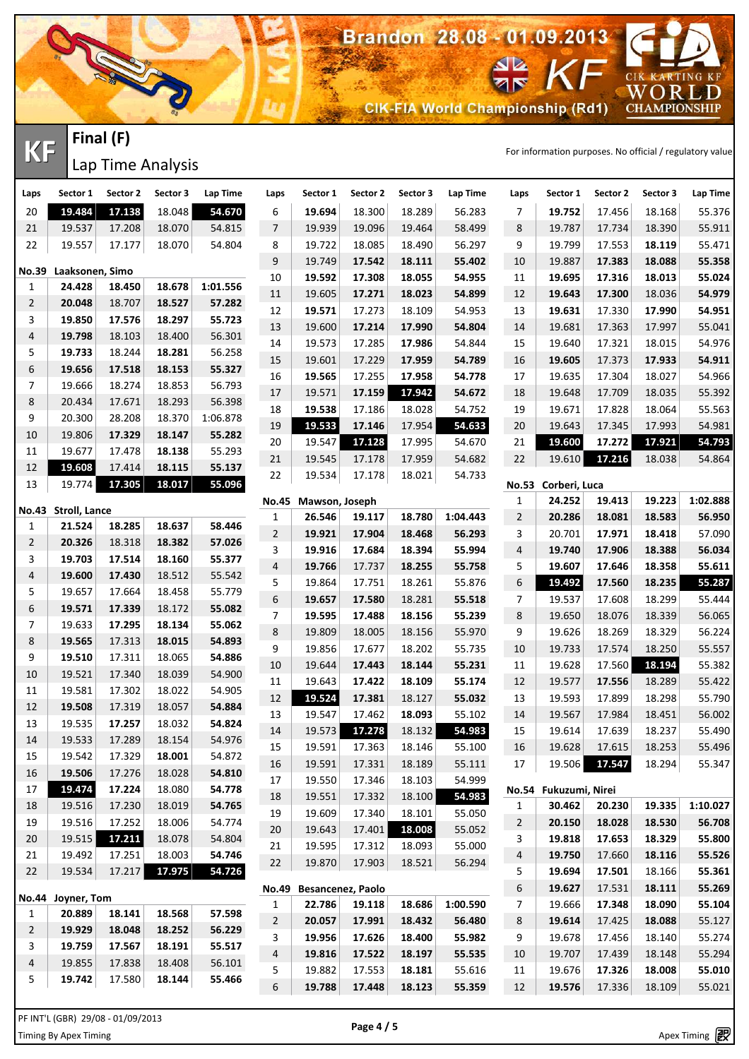# Brandon 28.08 - 01.09.2013

KF — CIK-FIA World Championship (Rd1) — CIK KARTING KF WORLD CHAMPIONSHIP

## KF Final (F)

### Lap Time Analysis

For information purposes. No official / regulatory value

| Laps | Sector 1 | Sector 2 | Sector 3 | Lap Time |
|---|---|---|---|---|
| 20 | 19.484 | 17.138 | 18.048 | 54.670 |
| 21 | 19.537 | 17.208 | 18.070 | 54.815 |
| 22 | 19.557 | 17.177 | 18.070 | 54.804 |

**No.39 Laaksonen, Simo**

| Laps | Sector 1 | Sector 2 | Sector 3 | Lap Time |
|---|---|---|---|---|
| 1 | 24.428 | 18.450 | 18.678 | 1:01.556 |
| 2 | 20.048 | 18.707 | 18.527 | 57.282 |
| 3 | 19.850 | 17.576 | 18.297 | 55.723 |
| 4 | 19.798 | 18.103 | 18.400 | 56.301 |
| 5 | 19.733 | 18.244 | 18.281 | 56.258 |
| 6 | 19.656 | 17.518 | 18.153 | 55.327 |
| 7 | 19.666 | 18.274 | 18.853 | 56.793 |
| 8 | 20.434 | 17.671 | 18.293 | 56.398 |
| 9 | 20.300 | 28.208 | 18.370 | 1:06.878 |
| 10 | 19.806 | 17.329 | 18.147 | 55.282 |
| 11 | 19.677 | 17.478 | 18.138 | 55.293 |
| 12 | 19.608 | 17.414 | 18.115 | 55.137 |
| 13 | 19.774 | 17.305 | 18.017 | 55.096 |

**No.43 Stroll, Lance**

| Laps | Sector 1 | Sector 2 | Sector 3 | Lap Time |
|---|---|---|---|---|
| 1 | 21.524 | 18.285 | 18.637 | 58.446 |
| 2 | 20.326 | 18.318 | 18.382 | 57.026 |
| 3 | 19.703 | 17.514 | 18.160 | 55.377 |
| 4 | 19.600 | 17.430 | 18.512 | 55.542 |
| 5 | 19.657 | 17.664 | 18.458 | 55.779 |
| 6 | 19.571 | 17.339 | 18.172 | 55.082 |
| 7 | 19.633 | 17.295 | 18.134 | 55.062 |
| 8 | 19.565 | 17.313 | 18.015 | 54.893 |
| 9 | 19.510 | 17.311 | 18.065 | 54.886 |
| 10 | 19.521 | 17.340 | 18.039 | 54.900 |
| 11 | 19.581 | 17.302 | 18.022 | 54.905 |
| 12 | 19.508 | 17.319 | 18.057 | 54.884 |
| 13 | 19.535 | 17.257 | 18.032 | 54.824 |
| 14 | 19.533 | 17.289 | 18.154 | 54.976 |
| 15 | 19.542 | 17.329 | 18.001 | 54.872 |
| 16 | 19.506 | 17.276 | 18.028 | 54.810 |
| 17 | 19.474 | 17.224 | 18.080 | 54.778 |
| 18 | 19.516 | 17.230 | 18.019 | 54.765 |
| 19 | 19.516 | 17.252 | 18.006 | 54.774 |
| 20 | 19.515 | 17.211 | 18.078 | 54.804 |
| 21 | 19.492 | 17.251 | 18.003 | 54.746 |
| 22 | 19.534 | 17.217 | 17.975 | 54.726 |

**No.44 Joyner, Tom**

| Laps | Sector 1 | Sector 2 | Sector 3 | Lap Time |
|---|---|---|---|---|
| 1 | 20.889 | 18.141 | 18.568 | 57.598 |
| 2 | 19.929 | 18.048 | 18.252 | 56.229 |
| 3 | 19.759 | 17.567 | 18.191 | 55.517 |
| 4 | 19.855 | 17.838 | 18.408 | 56.101 |
| 5 | 19.742 | 17.580 | 18.144 | 55.466 |
| 6 | 19.694 | 18.300 | 18.289 | 56.283 |
| 7 | 19.939 | 19.096 | 19.464 | 58.499 |
| 8 | 19.722 | 18.085 | 18.490 | 56.297 |
| 9 | 19.749 | 17.542 | 18.111 | 55.402 |
| 10 | 19.592 | 17.308 | 18.055 | 54.955 |
| 11 | 19.605 | 17.271 | 18.023 | 54.899 |
| 12 | 19.571 | 17.273 | 18.109 | 54.953 |
| 13 | 19.600 | 17.214 | 17.990 | 54.804 |
| 14 | 19.573 | 17.285 | 17.986 | 54.844 |
| 15 | 19.601 | 17.229 | 17.959 | 54.789 |
| 16 | 19.565 | 17.255 | 17.958 | 54.778 |
| 17 | 19.571 | 17.159 | 17.942 | 54.672 |
| 18 | 19.538 | 17.186 | 18.028 | 54.752 |
| 19 | 19.533 | 17.146 | 17.954 | 54.633 |
| 20 | 19.547 | 17.128 | 17.995 | 54.670 |
| 21 | 19.545 | 17.178 | 17.959 | 54.682 |
| 22 | 19.534 | 17.178 | 18.021 | 54.733 |

**No.45 Mawson, Joseph**

| Laps | Sector 1 | Sector 2 | Sector 3 | Lap Time |
|---|---|---|---|---|
| 1 | 26.546 | 19.117 | 18.780 | 1:04.443 |
| 2 | 19.921 | 17.904 | 18.468 | 56.293 |
| 3 | 19.916 | 17.684 | 18.394 | 55.994 |
| 4 | 19.766 | 17.737 | 18.255 | 55.758 |
| 5 | 19.864 | 17.751 | 18.261 | 55.876 |
| 6 | 19.657 | 17.580 | 18.281 | 55.518 |
| 7 | 19.595 | 17.488 | 18.156 | 55.239 |
| 8 | 19.809 | 18.005 | 18.156 | 55.970 |
| 9 | 19.856 | 17.677 | 18.202 | 55.735 |
| 10 | 19.644 | 17.443 | 18.144 | 55.231 |
| 11 | 19.643 | 17.422 | 18.109 | 55.174 |
| 12 | 19.524 | 17.381 | 18.127 | 55.032 |
| 13 | 19.547 | 17.462 | 18.093 | 55.102 |
| 14 | 19.573 | 17.278 | 18.132 | 54.983 |
| 15 | 19.591 | 17.363 | 18.146 | 55.100 |
| 16 | 19.591 | 17.331 | 18.189 | 55.111 |
| 17 | 19.550 | 17.346 | 18.103 | 54.999 |
| 18 | 19.551 | 17.332 | 18.100 | 54.983 |
| 19 | 19.609 | 17.340 | 18.101 | 55.050 |
| 20 | 19.643 | 17.401 | 18.008 | 55.052 |
| 21 | 19.595 | 17.312 | 18.093 | 55.000 |
| 22 | 19.870 | 17.903 | 18.521 | 56.294 |

**No.49 Besancenez, Paolo**

| Laps | Sector 1 | Sector 2 | Sector 3 | Lap Time |
|---|---|---|---|---|
| 1 | 22.786 | 19.118 | 18.686 | 1:00.590 |
| 2 | 20.057 | 17.991 | 18.432 | 56.480 |
| 3 | 19.956 | 17.626 | 18.400 | 55.982 |
| 4 | 19.816 | 17.522 | 18.197 | 55.535 |
| 5 | 19.882 | 17.553 | 18.181 | 55.616 |
| 6 | 19.788 | 17.448 | 18.123 | 55.359 |
| 7 | 19.752 | 17.456 | 18.168 | 55.376 |
| 8 | 19.787 | 17.734 | 18.390 | 55.911 |
| 9 | 19.799 | 17.553 | 18.119 | 55.471 |
| 10 | 19.887 | 17.383 | 18.088 | 55.358 |
| 11 | 19.695 | 17.316 | 18.013 | 55.024 |
| 12 | 19.643 | 17.300 | 18.036 | 54.979 |
| 13 | 19.631 | 17.330 | 17.990 | 54.951 |
| 14 | 19.681 | 17.363 | 17.997 | 55.041 |
| 15 | 19.640 | 17.321 | 18.015 | 54.976 |
| 16 | 19.605 | 17.373 | 17.933 | 54.911 |
| 17 | 19.635 | 17.304 | 18.027 | 54.966 |
| 18 | 19.648 | 17.709 | 18.035 | 55.392 |
| 19 | 19.671 | 17.828 | 18.064 | 55.563 |
| 20 | 19.643 | 17.345 | 17.993 | 54.981 |
| 21 | 19.600 | 17.272 | 17.921 | 54.793 |
| 22 | 19.610 | 17.216 | 18.038 | 54.864 |

**No.53 Corberi, Luca**

| Laps | Sector 1 | Sector 2 | Sector 3 | Lap Time |
|---|---|---|---|---|
| 1 | 24.252 | 19.413 | 19.223 | 1:02.888 |
| 2 | 20.286 | 18.081 | 18.583 | 56.950 |
| 3 | 20.701 | 17.971 | 18.418 | 57.090 |
| 4 | 19.740 | 17.906 | 18.388 | 56.034 |
| 5 | 19.607 | 17.646 | 18.358 | 55.611 |
| 6 | 19.492 | 17.560 | 18.235 | 55.287 |
| 7 | 19.537 | 17.608 | 18.299 | 55.444 |
| 8 | 19.650 | 18.076 | 18.339 | 56.065 |
| 9 | 19.626 | 18.269 | 18.329 | 56.224 |
| 10 | 19.733 | 17.574 | 18.250 | 55.557 |
| 11 | 19.628 | 17.560 | 18.194 | 55.382 |
| 12 | 19.577 | 17.556 | 18.289 | 55.422 |
| 13 | 19.593 | 17.899 | 18.298 | 55.790 |
| 14 | 19.567 | 17.984 | 18.451 | 56.002 |
| 15 | 19.614 | 17.639 | 18.237 | 55.490 |
| 16 | 19.628 | 17.615 | 18.253 | 55.496 |
| 17 | 19.506 | 17.547 | 18.294 | 55.347 |

**No.54 Fukuzumi, Nirei**

| Laps | Sector 1 | Sector 2 | Sector 3 | Lap Time |
|---|---|---|---|---|
| 1 | 30.462 | 20.230 | 19.335 | 1:10.027 |
| 2 | 20.150 | 18.028 | 18.530 | 56.708 |
| 3 | 19.818 | 17.653 | 18.329 | 55.800 |
| 4 | 19.750 | 17.660 | 18.116 | 55.526 |
| 5 | 19.694 | 17.501 | 18.166 | 55.361 |
| 6 | 19.627 | 17.531 | 18.111 | 55.269 |
| 7 | 19.666 | 17.348 | 18.090 | 55.104 |
| 8 | 19.614 | 17.425 | 18.088 | 55.127 |
| 9 | 19.678 | 17.456 | 18.140 | 55.274 |
| 10 | 19.707 | 17.439 | 18.148 | 55.294 |
| 11 | 19.676 | 17.326 | 18.008 | 55.010 |
| 12 | 19.576 | 17.336 | 18.109 | 55.021 |

PF INT'L (GBR) 29/08 - 01/09/2013

Timing By Apex Timing — Apex Timing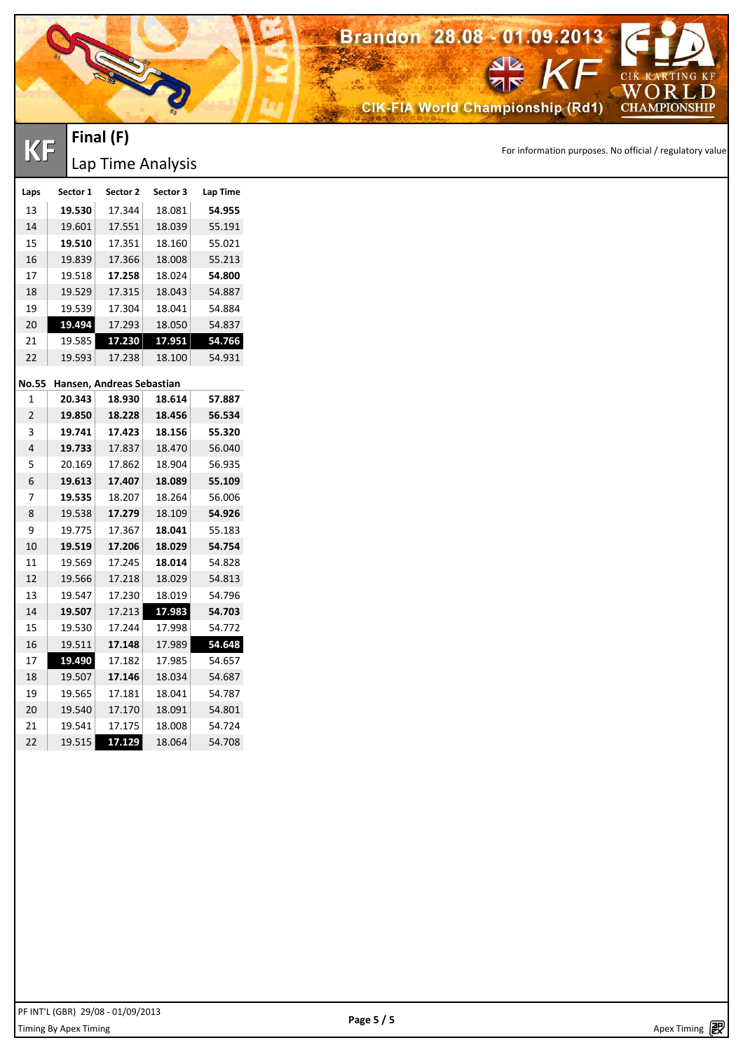# Final (F)

## Lap Time Analysis

For information purposes. No official / regulatory value

| Laps | Sector 1 | Sector 2 | Sector 3 | Lap Time |
|---|---|---|---|---|
| 13 | **19.530** | 17.344 | 18.081 | **54.955** |
| 14 | 19.601 | 17.551 | 18.039 | 55.191 |
| 15 | **19.510** | 17.351 | 18.160 | 55.021 |
| 16 | 19.839 | 17.366 | 18.008 | 55.213 |
| 17 | 19.518 | **17.258** | 18.024 | **54.800** |
| 18 | 19.529 | 17.315 | 18.043 | 54.887 |
| 19 | 19.539 | 17.304 | 18.041 | 54.884 |
| 20 | **19.494** | 17.293 | 18.050 | 54.837 |
| 21 | 19.585 | **17.230** | **17.951** | **54.766** |
| 22 | 19.593 | 17.238 | 18.100 | 54.931 |

**No.55 Hansen, Andreas Sebastian**

| Laps | Sector 1 | Sector 2 | Sector 3 | Lap Time |
|---|---|---|---|---|
| 1 | **20.343** | **18.930** | **18.614** | **57.887** |
| 2 | **19.850** | **18.228** | **18.456** | **56.534** |
| 3 | **19.741** | **17.423** | **18.156** | **55.320** |
| 4 | **19.733** | 17.837 | 18.470 | 56.040 |
| 5 | 20.169 | 17.862 | 18.904 | 56.935 |
| 6 | **19.613** | **17.407** | **18.089** | **55.109** |
| 7 | **19.535** | 18.207 | 18.264 | 56.006 |
| 8 | 19.538 | **17.279** | 18.109 | **54.926** |
| 9 | 19.775 | 17.367 | **18.041** | 55.183 |
| 10 | **19.519** | **17.206** | **18.029** | **54.754** |
| 11 | 19.569 | 17.245 | **18.014** | 54.828 |
| 12 | 19.566 | 17.218 | 18.029 | 54.813 |
| 13 | 19.547 | 17.230 | 18.019 | 54.796 |
| 14 | **19.507** | 17.213 | **17.983** | **54.703** |
| 15 | 19.530 | 17.244 | 17.998 | 54.772 |
| 16 | 19.511 | **17.148** | 17.989 | **54.648** |
| 17 | **19.490** | 17.182 | 17.985 | 54.657 |
| 18 | 19.507 | **17.146** | 18.034 | 54.687 |
| 19 | 19.565 | 17.181 | 18.041 | 54.787 |
| 20 | 19.540 | 17.170 | 18.091 | 54.801 |
| 21 | 19.541 | 17.175 | 18.008 | 54.724 |
| 22 | 19.515 | **17.129** | 18.064 | 54.708 |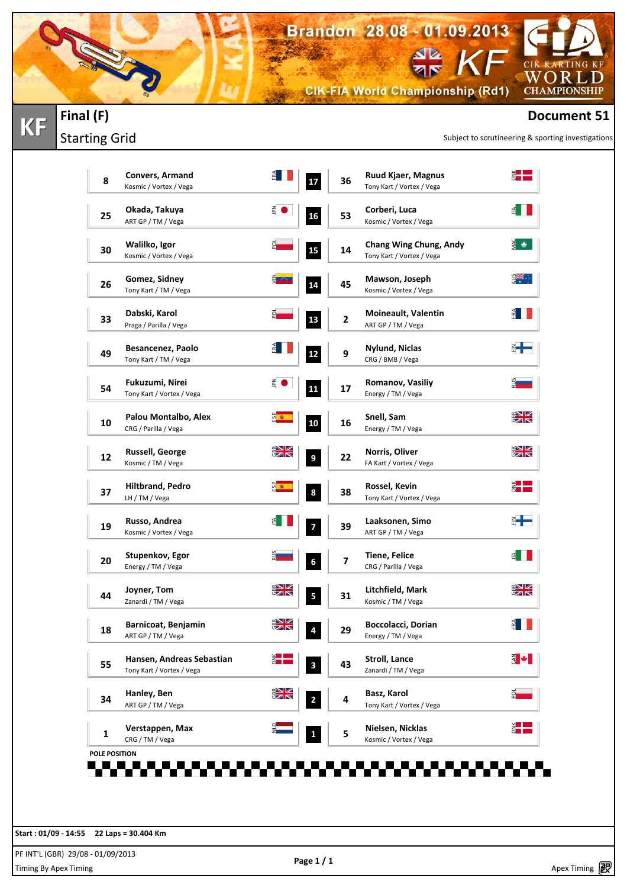Brandon 28.08 - 01.09.2013

KF

CIK-FIA World Championship (Rd1)

CIK KARTING KF WORLD CHAMPIONSHIP

# KF Final (F)

## Starting Grid

**Document 51**

Subject to scrutineering & sporting investigations

| No. | Driver | Chassis / Engine / Tyres | Nat | Row | No. | Driver | Chassis / Engine / Tyres | Nat |
|---|---|---|---|---|---|---|---|---|
| 8 | Convers, Armand | Kosmic / Vortex / Vega | FRA | 17 | 36 | Ruud Kjaer, Magnus | Tony Kart / Vortex / Vega | DNK |
| 25 | Okada, Takuya | ART GP / TM / Vega | JPN | 16 | 53 | Corberi, Luca | Kosmic / Vortex / Vega | ITA |
| 30 | Walilko, Igor | Kosmic / Vortex / Vega | POL | 15 | 14 | Chang Wing Chung, Andy | Tony Kart / Vortex / Vega | MAC |
| 26 | Gomez, Sidney | Tony Kart / TM / Vega | VEN | 14 | 45 | Mawson, Joseph | Kosmic / Vortex / Vega | AUS |
| 33 | Dabski, Karol | Praga / Parilla / Vega | POL | 13 | 2 | Moineault, Valentin | ART GP / TM / Vega | FRA |
| 49 | Besancenez, Paolo | Tony Kart / TM / Vega | FRA | 12 | 9 | Nylund, Niclas | CRG / BMB / Vega | FIN |
| 54 | Fukuzumi, Nirei | Tony Kart / Vortex / Vega | JPN | 11 | 17 | Romanov, Vasiliy | Energy / TM / Vega | RUS |
| 10 | Palou Montalbo, Alex | CRG / Parilla / Vega | ESP | 10 | 16 | Snell, Sam | Energy / TM / Vega | GBR |
| 12 | Russell, George | Kosmic / TM / Vega | GBR | 9 | 22 | Norris, Oliver | FA Kart / Vortex / Vega | GBR |
| 37 | Hiltbrand, Pedro | LH / TM / Vega | ESP | 8 | 38 | Rossel, Kevin | Tony Kart / Vortex / Vega | DNK |
| 19 | Russo, Andrea | Kosmic / Vortex / Vega | ITA | 7 | 39 | Laaksonen, Simo | ART GP / TM / Vega | FIN |
| 20 | Stupenkov, Egor | Energy / TM / Vega | RUS | 6 | 7 | Tiene, Felice | CRG / Parilla / Vega | ITA |
| 44 | Joyner, Tom | Zanardi / TM / Vega | GBR | 5 | 31 | Litchfield, Mark | Kosmic / TM / Vega | GBR |
| 18 | Barnicoat, Benjamin | ART GP / TM / Vega | GBR | 4 | 29 | Boccolacci, Dorian | Energy / TM / Vega | FRA |
| 55 | Hansen, Andreas Sebastian | Tony Kart / Vortex / Vega | DNK | 3 | 43 | Stroll, Lance | Zanardi / TM / Vega | CAN |
| 34 | Hanley, Ben | ART GP / TM / Vega | GBR | 2 | 4 | Basz, Karol | Tony Kart / Vortex / Vega | POL |
| 1 | Verstappen, Max | CRG / TM / Vega | NLD | 1 | 5 | Nielsen, Nicklas | Kosmic / Vortex / Vega | DNK |

POLE POSITION

**Start : 01/09 - 14:55 22 Laps = 30.404 Km**

PF INT'L (GBR) 29/08 - 01/09/2013

Timing By Apex Timing

Apex Timing